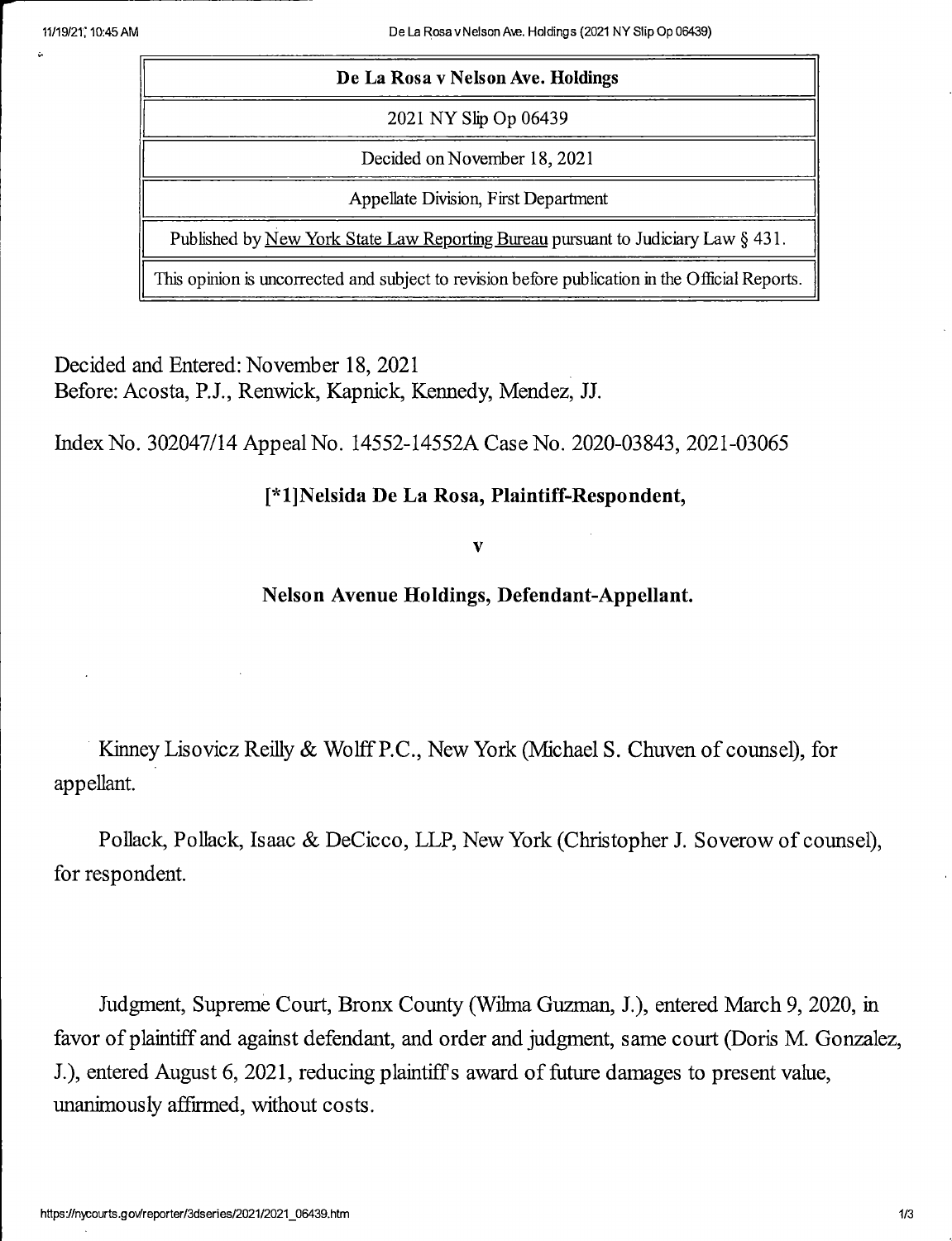| De La Rosa v Nelson Ave. Holdings |
| --- |
| 2021 NY Slip Op 06439 |
| Decided on November 18, 2021 |
| Appellate Division, First Department |
| Published by New York State Law Reporting Bureau pursuant to Judiciary Law § 431. |
| This opinion is uncorrected and subject to revision before publication in the Official Reports. |

Decided and Entered: November 18, 2021
Before: Acosta, P.J., Renwick, Kapnick, Kennedy, Mendez, JJ.

Index No. 302047/14 Appeal No. 14552-14552A Case No. 2020-03843, 2021-03065

**[*1]Nelsida De La Rosa, Plaintiff-Respondent,**

**v**

**Nelson Avenue Holdings, Defendant-Appellant.**

Kinney Lisovicz Reilly & Wolff P.C., New York (Michael S. Chuven of counsel), for appellant.

Pollack, Pollack, Isaac & DeCicco, LLP, New York (Christopher J. Soverow of counsel), for respondent.

Judgment, Supreme Court, Bronx County (Wilma Guzman, J.), entered March 9, 2020, in favor of plaintiff and against defendant, and order and judgment, same court (Doris M. Gonzalez, J.), entered August 6, 2021, reducing plaintiff's award of future damages to present value, unanimously affirmed, without costs.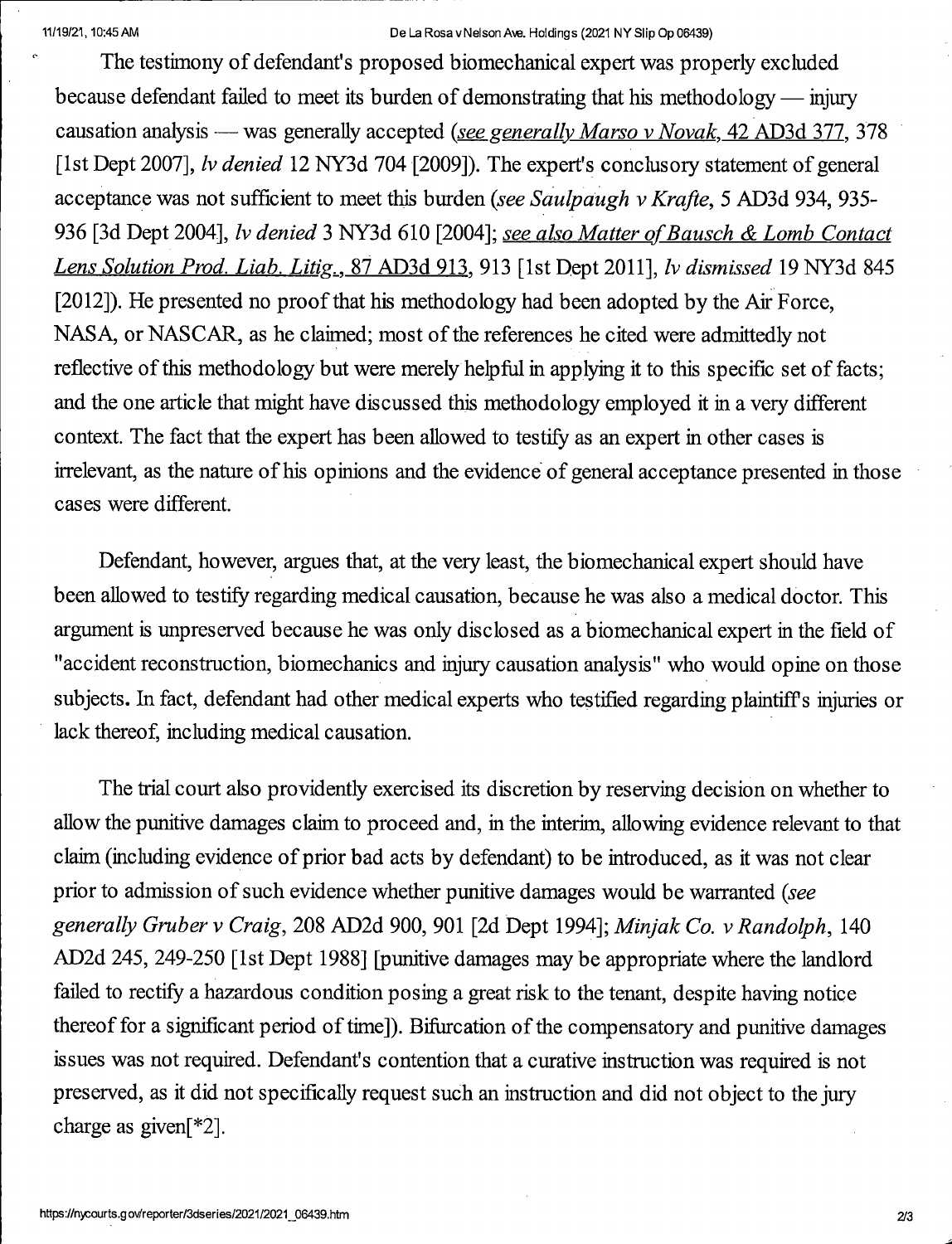The testimony of defendant's proposed biomechanical expert was properly excluded because defendant failed to meet its burden of demonstrating that his methodology — injury causation analysis — was generally accepted (*see generally Marso v Novak*, 42 AD3d 377, 378 [1st Dept 2007], *lv denied* 12 NY3d 704 [2009]). The expert's conclusory statement of general acceptance was not sufficient to meet this burden (*see Saulpaugh v Krafte*, 5 AD3d 934, 935-936 [3d Dept 2004], *lv denied* 3 NY3d 610 [2004]; *see also Matter of Bausch & Lomb Contact Lens Solution Prod. Liab. Litig.*, 87 AD3d 913, 913 [1st Dept 2011], *lv dismissed* 19 NY3d 845 [2012]). He presented no proof that his methodology had been adopted by the Air Force, NASA, or NASCAR, as he claimed; most of the references he cited were admittedly not reflective of this methodology but were merely helpful in applying it to this specific set of facts; and the one article that might have discussed this methodology employed it in a very different context. The fact that the expert has been allowed to testify as an expert in other cases is irrelevant, as the nature of his opinions and the evidence of general acceptance presented in those cases were different.

Defendant, however, argues that, at the very least, the biomechanical expert should have been allowed to testify regarding medical causation, because he was also a medical doctor. This argument is unpreserved because he was only disclosed as a biomechanical expert in the field of "accident reconstruction, biomechanics and injury causation analysis" who would opine on those subjects. In fact, defendant had other medical experts who testified regarding plaintiff's injuries or lack thereof, including medical causation.

The trial court also providently exercised its discretion by reserving decision on whether to allow the punitive damages claim to proceed and, in the interim, allowing evidence relevant to that claim (including evidence of prior bad acts by defendant) to be introduced, as it was not clear prior to admission of such evidence whether punitive damages would be warranted (*see generally Gruber v Craig*, 208 AD2d 900, 901 [2d Dept 1994]; *Minjak Co. v Randolph*, 140 AD2d 245, 249-250 [1st Dept 1988] [punitive damages may be appropriate where the landlord failed to rectify a hazardous condition posing a great risk to the tenant, despite having notice thereof for a significant period of time]). Bifurcation of the compensatory and punitive damages issues was not required. Defendant's contention that a curative instruction was required is not preserved, as it did not specifically request such an instruction and did not object to the jury charge as given[*2].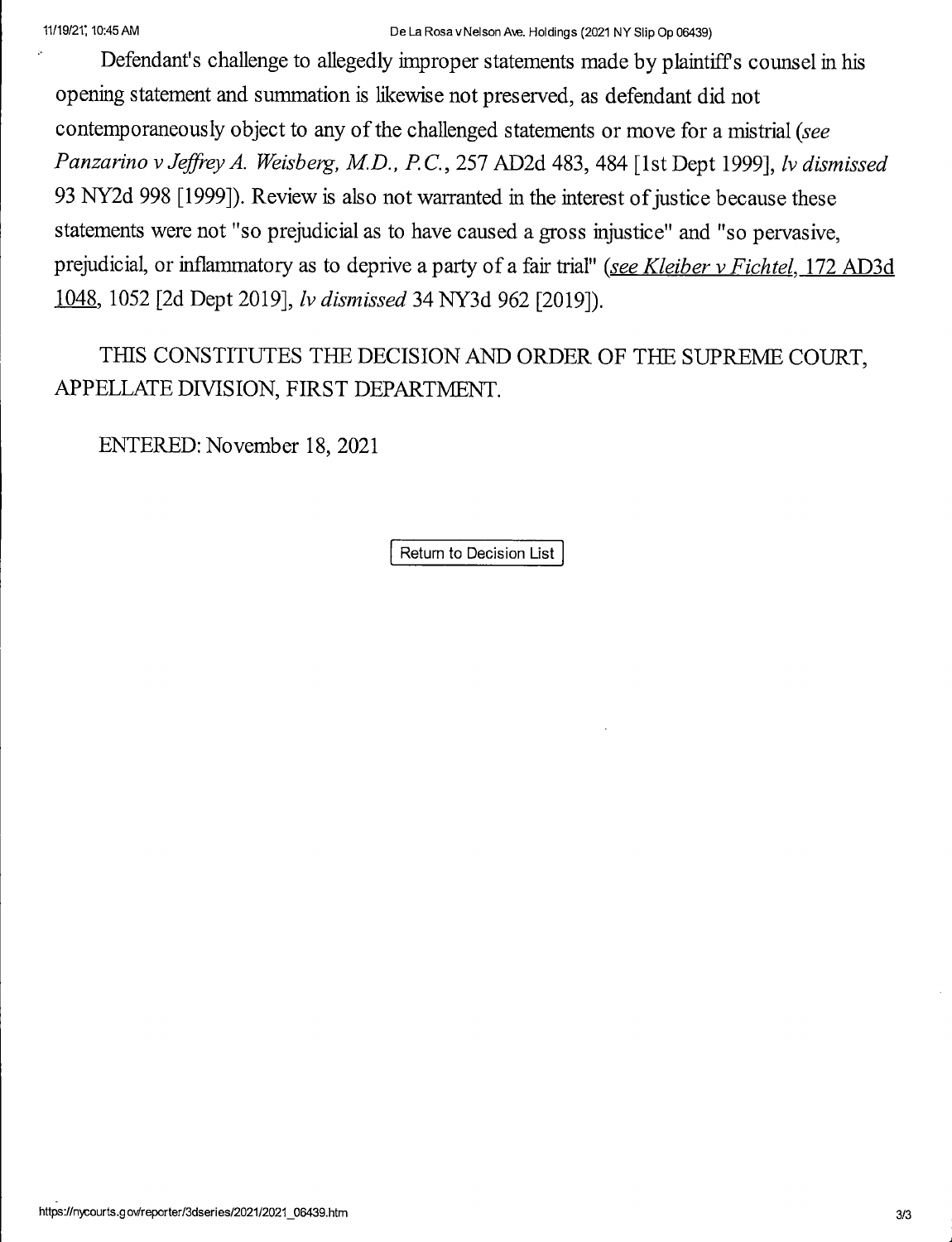Defendant's challenge to allegedly improper statements made by plaintiff's counsel in his opening statement and summation is likewise not preserved, as defendant did not contemporaneously object to any of the challenged statements or move for a mistrial (*see Panzarino v Jeffrey A. Weisberg, M.D., P.C.*, 257 AD2d 483, 484 [1st Dept 1999], *lv dismissed* 93 NY2d 998 [1999]). Review is also not warranted in the interest of justice because these statements were not "so prejudicial as to have caused a gross injustice" and "so pervasive, prejudicial, or inflammatory as to deprive a party of a fair trial" (*see Kleiber v Fichtel*, 172 AD3d 1048, 1052 [2d Dept 2019], *lv dismissed* 34 NY3d 962 [2019]).

THIS CONSTITUTES THE DECISION AND ORDER OF THE SUPREME COURT, APPELLATE DIVISION, FIRST DEPARTMENT.

ENTERED: November 18, 2021

Return to Decision List